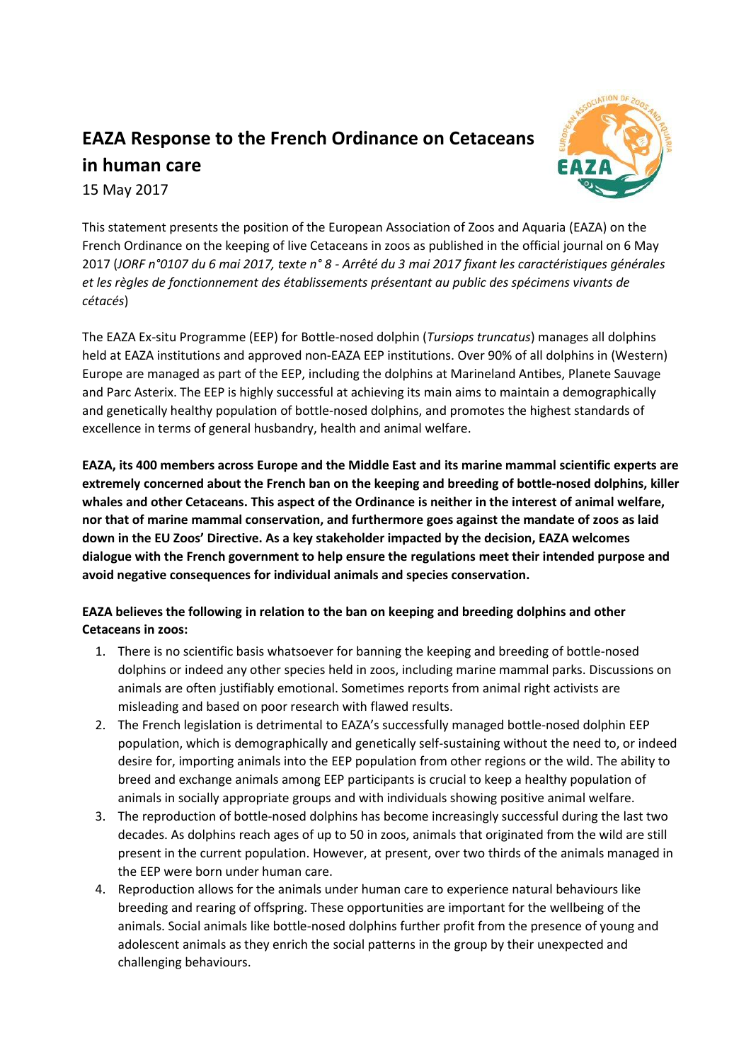# EAZA Response to the French Ordinance on Cetaceans in human care

15 May 2017

This statement presents the position of the European Association of Zoos and Aquaria (EAZA) on the French Ordinance on the keeping of live Cetaceans in zoos as published in the official journal on 6 May 2017 (*JORF n°0107 du 6 mai 2017, texte n° 8 - Arrêté du 3 mai 2017 fixant les caractéristiques générales et les règles de fonctionnement des établissements présentant au public des spécimens vivants de cétacés*)

The EAZA Ex-situ Programme (EEP) for Bottle-nosed dolphin (*Tursiops truncatus*) manages all dolphins held at EAZA institutions and approved non-EAZA EEP institutions. Over 90% of all dolphins in (Western) Europe are managed as part of the EEP, including the dolphins at Marineland Antibes, Planete Sauvage and Parc Asterix. The EEP is highly successful at achieving its main aims to maintain a demographically and genetically healthy population of bottle-nosed dolphins, and promotes the highest standards of excellence in terms of general husbandry, health and animal welfare.

**EAZA, its 400 members across Europe and the Middle East and its marine mammal scientific experts are extremely concerned about the French ban on the keeping and breeding of bottle-nosed dolphins, killer whales and other Cetaceans. This aspect of the Ordinance is neither in the interest of animal welfare, nor that of marine mammal conservation, and furthermore goes against the mandate of zoos as laid down in the EU Zoos' Directive. As a key stakeholder impacted by the decision, EAZA welcomes dialogue with the French government to help ensure the regulations meet their intended purpose and avoid negative consequences for individual animals and species conservation.**

**EAZA believes the following in relation to the ban on keeping and breeding dolphins and other Cetaceans in zoos:**

1. There is no scientific basis whatsoever for banning the keeping and breeding of bottle-nosed dolphins or indeed any other species held in zoos, including marine mammal parks. Discussions on animals are often justifiably emotional. Sometimes reports from animal right activists are misleading and based on poor research with flawed results.
2. The French legislation is detrimental to EAZA's successfully managed bottle-nosed dolphin EEP population, which is demographically and genetically self-sustaining without the need to, or indeed desire for, importing animals into the EEP population from other regions or the wild. The ability to breed and exchange animals among EEP participants is crucial to keep a healthy population of animals in socially appropriate groups and with individuals showing positive animal welfare.
3. The reproduction of bottle-nosed dolphins has become increasingly successful during the last two decades. As dolphins reach ages of up to 50 in zoos, animals that originated from the wild are still present in the current population. However, at present, over two thirds of the animals managed in the EEP were born under human care.
4. Reproduction allows for the animals under human care to experience natural behaviours like breeding and rearing of offspring. These opportunities are important for the wellbeing of the animals. Social animals like bottle-nosed dolphins further profit from the presence of young and adolescent animals as they enrich the social patterns in the group by their unexpected and challenging behaviours.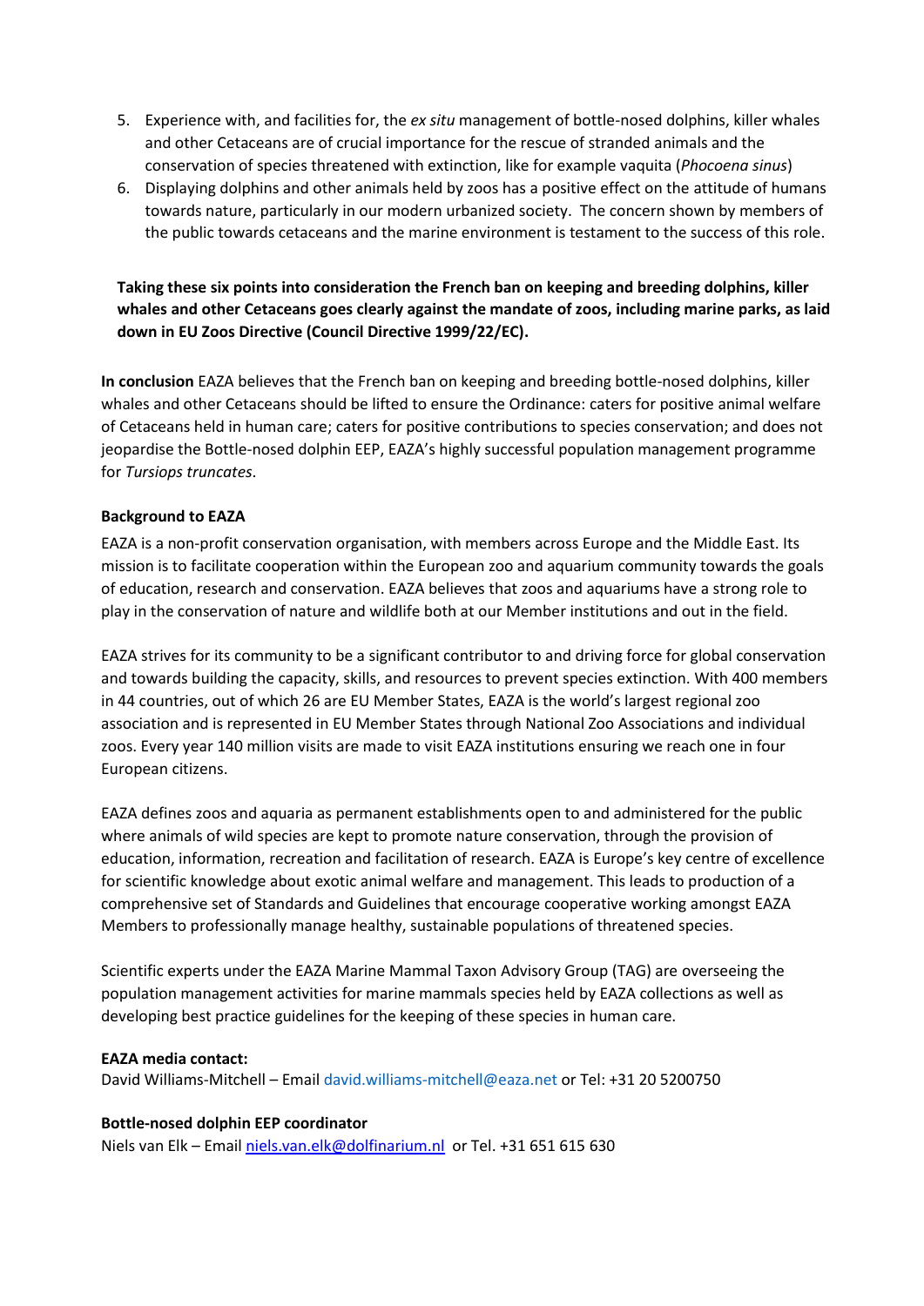5. Experience with, and facilities for, the *ex situ* management of bottle-nosed dolphins, killer whales and other Cetaceans are of crucial importance for the rescue of stranded animals and the conservation of species threatened with extinction, like for example vaquita (*Phocoena sinus*)
6. Displaying dolphins and other animals held by zoos has a positive effect on the attitude of humans towards nature, particularly in our modern urbanized society. The concern shown by members of the public towards cetaceans and the marine environment is testament to the success of this role.

**Taking these six points into consideration the French ban on keeping and breeding dolphins, killer whales and other Cetaceans goes clearly against the mandate of zoos, including marine parks, as laid down in EU Zoos Directive (Council Directive 1999/22/EC).**

**In conclusion** EAZA believes that the French ban on keeping and breeding bottle-nosed dolphins, killer whales and other Cetaceans should be lifted to ensure the Ordinance: caters for positive animal welfare of Cetaceans held in human care; caters for positive contributions to species conservation; and does not jeopardise the Bottle-nosed dolphin EEP, EAZA's highly successful population management programme for *Tursiops truncates*.

**Background to EAZA**

EAZA is a non-profit conservation organisation, with members across Europe and the Middle East. Its mission is to facilitate cooperation within the European zoo and aquarium community towards the goals of education, research and conservation. EAZA believes that zoos and aquariums have a strong role to play in the conservation of nature and wildlife both at our Member institutions and out in the field.

EAZA strives for its community to be a significant contributor to and driving force for global conservation and towards building the capacity, skills, and resources to prevent species extinction. With 400 members in 44 countries, out of which 26 are EU Member States, EAZA is the world's largest regional zoo association and is represented in EU Member States through National Zoo Associations and individual zoos. Every year 140 million visits are made to visit EAZA institutions ensuring we reach one in four European citizens.

EAZA defines zoos and aquaria as permanent establishments open to and administered for the public where animals of wild species are kept to promote nature conservation, through the provision of education, information, recreation and facilitation of research. EAZA is Europe's key centre of excellence for scientific knowledge about exotic animal welfare and management. This leads to production of a comprehensive set of Standards and Guidelines that encourage cooperative working amongst EAZA Members to professionally manage healthy, sustainable populations of threatened species.

Scientific experts under the EAZA Marine Mammal Taxon Advisory Group (TAG) are overseeing the population management activities for marine mammals species held by EAZA collections as well as developing best practice guidelines for the keeping of these species in human care.

**EAZA media contact:**
David Williams-Mitchell – Email david.williams-mitchell@eaza.net or Tel: +31 20 5200750

**Bottle-nosed dolphin EEP coordinator**
Niels van Elk – Email niels.van.elk@dolfinarium.nl or Tel. +31 651 615 630